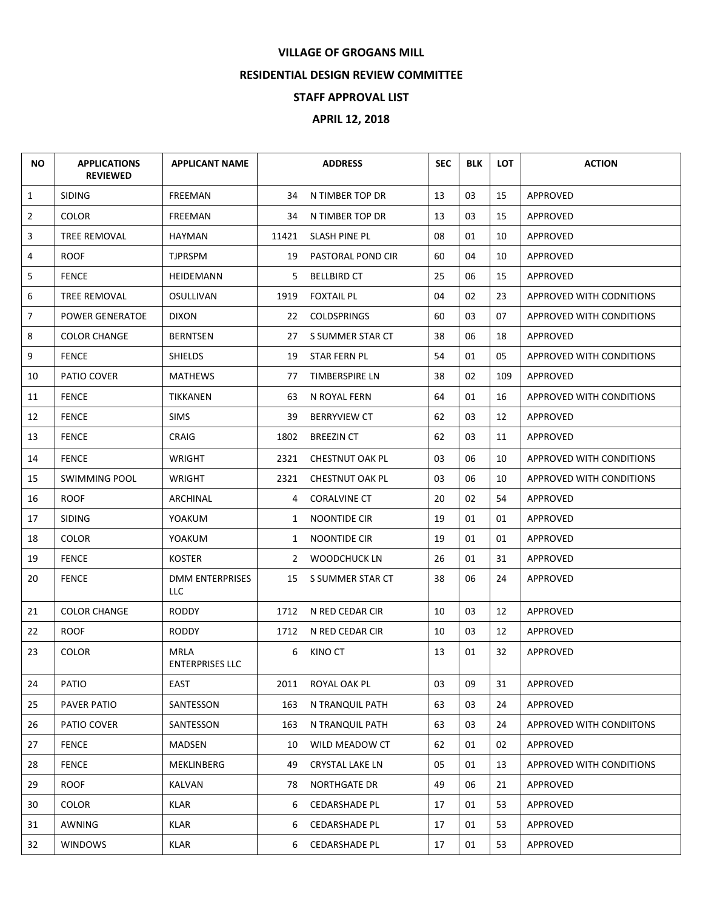**VILLAGE OF GROGANS MILL**

**RESIDENTIAL DESIGN REVIEW COMMITTEE**

**STAFF APPROVAL LIST**

**APRIL 12, 2018**

| NO | APPLICATIONS REVIEWED | APPLICANT NAME | ADDRESS | | SEC | BLK | LOT | ACTION |
|---|---|---|---|---|---|---|---|---|
| 1 | SIDING | FREEMAN | 34 | N TIMBER TOP DR | 13 | 03 | 15 | APPROVED |
| 2 | COLOR | FREEMAN | 34 | N TIMBER TOP DR | 13 | 03 | 15 | APPROVED |
| 3 | TREE REMOVAL | HAYMAN | 11421 | SLASH PINE PL | 08 | 01 | 10 | APPROVED |
| 4 | ROOF | TJPRSPM | 19 | PASTORAL POND CIR | 60 | 04 | 10 | APPROVED |
| 5 | FENCE | HEIDEMANN | 5 | BELLBIRD CT | 25 | 06 | 15 | APPROVED |
| 6 | TREE REMOVAL | OSULLIVAN | 1919 | FOXTAIL PL | 04 | 02 | 23 | APPROVED WITH CODNITIONS |
| 7 | POWER GENERATOE | DIXON | 22 | COLDSPRINGS | 60 | 03 | 07 | APPROVED WITH CONDITIONS |
| 8 | COLOR CHANGE | BERNTSEN | 27 | S SUMMER STAR CT | 38 | 06 | 18 | APPROVED |
| 9 | FENCE | SHIELDS | 19 | STAR FERN PL | 54 | 01 | 05 | APPROVED WITH CONDITIONS |
| 10 | PATIO COVER | MATHEWS | 77 | TIMBERSPIRE LN | 38 | 02 | 109 | APPROVED |
| 11 | FENCE | TIKKANEN | 63 | N ROYAL FERN | 64 | 01 | 16 | APPROVED WITH CONDITIONS |
| 12 | FENCE | SIMS | 39 | BERRYVIEW CT | 62 | 03 | 12 | APPROVED |
| 13 | FENCE | CRAIG | 1802 | BREEZIN CT | 62 | 03 | 11 | APPROVED |
| 14 | FENCE | WRIGHT | 2321 | CHESTNUT OAK PL | 03 | 06 | 10 | APPROVED WITH CONDITIONS |
| 15 | SWIMMING POOL | WRIGHT | 2321 | CHESTNUT OAK PL | 03 | 06 | 10 | APPROVED WITH CONDITIONS |
| 16 | ROOF | ARCHINAL | 4 | CORALVINE CT | 20 | 02 | 54 | APPROVED |
| 17 | SIDING | YOAKUM | 1 | NOONTIDE CIR | 19 | 01 | 01 | APPROVED |
| 18 | COLOR | YOAKUM | 1 | NOONTIDE CIR | 19 | 01 | 01 | APPROVED |
| 19 | FENCE | KOSTER | 2 | WOODCHUCK LN | 26 | 01 | 31 | APPROVED |
| 20 | FENCE | DMM ENTERPRISES LLC | 15 | S SUMMER STAR CT | 38 | 06 | 24 | APPROVED |
| 21 | COLOR CHANGE | RODDY | 1712 | N RED CEDAR CIR | 10 | 03 | 12 | APPROVED |
| 22 | ROOF | RODDY | 1712 | N RED CEDAR CIR | 10 | 03 | 12 | APPROVED |
| 23 | COLOR | MRLA ENTERPRISES LLC | 6 | KINO CT | 13 | 01 | 32 | APPROVED |
| 24 | PATIO | EAST | 2011 | ROYAL OAK PL | 03 | 09 | 31 | APPROVED |
| 25 | PAVER PATIO | SANTESSON | 163 | N TRANQUIL PATH | 63 | 03 | 24 | APPROVED |
| 26 | PATIO COVER | SANTESSON | 163 | N TRANQUIL PATH | 63 | 03 | 24 | APPROVED WITH CONDIITONS |
| 27 | FENCE | MADSEN | 10 | WILD MEADOW CT | 62 | 01 | 02 | APPROVED |
| 28 | FENCE | MEKLINBERG | 49 | CRYSTAL LAKE LN | 05 | 01 | 13 | APPROVED WITH CONDITIONS |
| 29 | ROOF | KALVAN | 78 | NORTHGATE DR | 49 | 06 | 21 | APPROVED |
| 30 | COLOR | KLAR | 6 | CEDARSHADE PL | 17 | 01 | 53 | APPROVED |
| 31 | AWNING | KLAR | 6 | CEDARSHADE PL | 17 | 01 | 53 | APPROVED |
| 32 | WINDOWS | KLAR | 6 | CEDARSHADE PL | 17 | 01 | 53 | APPROVED |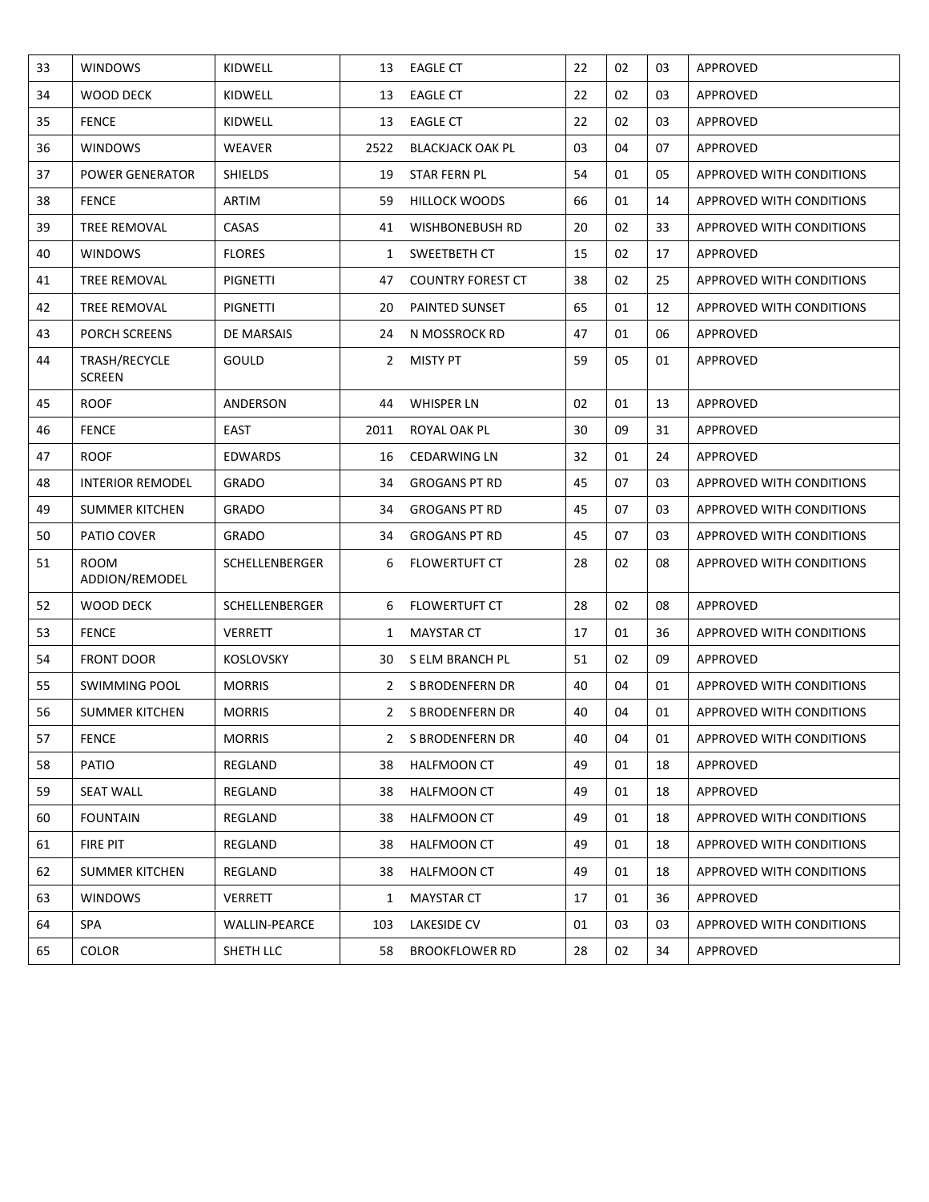| | | | | | | | | |
|---|---|---|---|---|---|---|---|---|
| 33 | WINDOWS | KIDWELL | 13 | EAGLE CT | 22 | 02 | 03 | APPROVED |
| 34 | WOOD DECK | KIDWELL | 13 | EAGLE CT | 22 | 02 | 03 | APPROVED |
| 35 | FENCE | KIDWELL | 13 | EAGLE CT | 22 | 02 | 03 | APPROVED |
| 36 | WINDOWS | WEAVER | 2522 | BLACKJACK OAK PL | 03 | 04 | 07 | APPROVED |
| 37 | POWER GENERATOR | SHIELDS | 19 | STAR FERN PL | 54 | 01 | 05 | APPROVED WITH CONDITIONS |
| 38 | FENCE | ARTIM | 59 | HILLOCK WOODS | 66 | 01 | 14 | APPROVED WITH CONDITIONS |
| 39 | TREE REMOVAL | CASAS | 41 | WISHBONEBUSH RD | 20 | 02 | 33 | APPROVED WITH CONDITIONS |
| 40 | WINDOWS | FLORES | 1 | SWEETBETH CT | 15 | 02 | 17 | APPROVED |
| 41 | TREE REMOVAL | PIGNETTI | 47 | COUNTRY FOREST CT | 38 | 02 | 25 | APPROVED WITH CONDITIONS |
| 42 | TREE REMOVAL | PIGNETTI | 20 | PAINTED SUNSET | 65 | 01 | 12 | APPROVED WITH CONDITIONS |
| 43 | PORCH SCREENS | DE MARSAIS | 24 | N MOSSROCK RD | 47 | 01 | 06 | APPROVED |
| 44 | TRASH/RECYCLE SCREEN | GOULD | 2 | MISTY PT | 59 | 05 | 01 | APPROVED |
| 45 | ROOF | ANDERSON | 44 | WHISPER LN | 02 | 01 | 13 | APPROVED |
| 46 | FENCE | EAST | 2011 | ROYAL OAK PL | 30 | 09 | 31 | APPROVED |
| 47 | ROOF | EDWARDS | 16 | CEDARWING LN | 32 | 01 | 24 | APPROVED |
| 48 | INTERIOR REMODEL | GRADO | 34 | GROGANS PT RD | 45 | 07 | 03 | APPROVED WITH CONDITIONS |
| 49 | SUMMER KITCHEN | GRADO | 34 | GROGANS PT RD | 45 | 07 | 03 | APPROVED WITH CONDITIONS |
| 50 | PATIO COVER | GRADO | 34 | GROGANS PT RD | 45 | 07 | 03 | APPROVED WITH CONDITIONS |
| 51 | ROOM ADDION/REMODEL | SCHELLENBERGER | 6 | FLOWERTUFT CT | 28 | 02 | 08 | APPROVED WITH CONDITIONS |
| 52 | WOOD DECK | SCHELLENBERGER | 6 | FLOWERTUFT CT | 28 | 02 | 08 | APPROVED |
| 53 | FENCE | VERRETT | 1 | MAYSTAR CT | 17 | 01 | 36 | APPROVED WITH CONDITIONS |
| 54 | FRONT DOOR | KOSLOVSKY | 30 | S ELM BRANCH PL | 51 | 02 | 09 | APPROVED |
| 55 | SWIMMING POOL | MORRIS | 2 | S BRODENFERN DR | 40 | 04 | 01 | APPROVED WITH CONDITIONS |
| 56 | SUMMER KITCHEN | MORRIS | 2 | S BRODENFERN DR | 40 | 04 | 01 | APPROVED WITH CONDITIONS |
| 57 | FENCE | MORRIS | 2 | S BRODENFERN DR | 40 | 04 | 01 | APPROVED WITH CONDITIONS |
| 58 | PATIO | REGLAND | 38 | HALFMOON CT | 49 | 01 | 18 | APPROVED |
| 59 | SEAT WALL | REGLAND | 38 | HALFMOON CT | 49 | 01 | 18 | APPROVED |
| 60 | FOUNTAIN | REGLAND | 38 | HALFMOON CT | 49 | 01 | 18 | APPROVED WITH CONDITIONS |
| 61 | FIRE PIT | REGLAND | 38 | HALFMOON CT | 49 | 01 | 18 | APPROVED WITH CONDITIONS |
| 62 | SUMMER KITCHEN | REGLAND | 38 | HALFMOON CT | 49 | 01 | 18 | APPROVED WITH CONDITIONS |
| 63 | WINDOWS | VERRETT | 1 | MAYSTAR CT | 17 | 01 | 36 | APPROVED |
| 64 | SPA | WALLIN-PEARCE | 103 | LAKESIDE CV | 01 | 03 | 03 | APPROVED WITH CONDITIONS |
| 65 | COLOR | SHETH LLC | 58 | BROOKFLOWER RD | 28 | 02 | 34 | APPROVED |